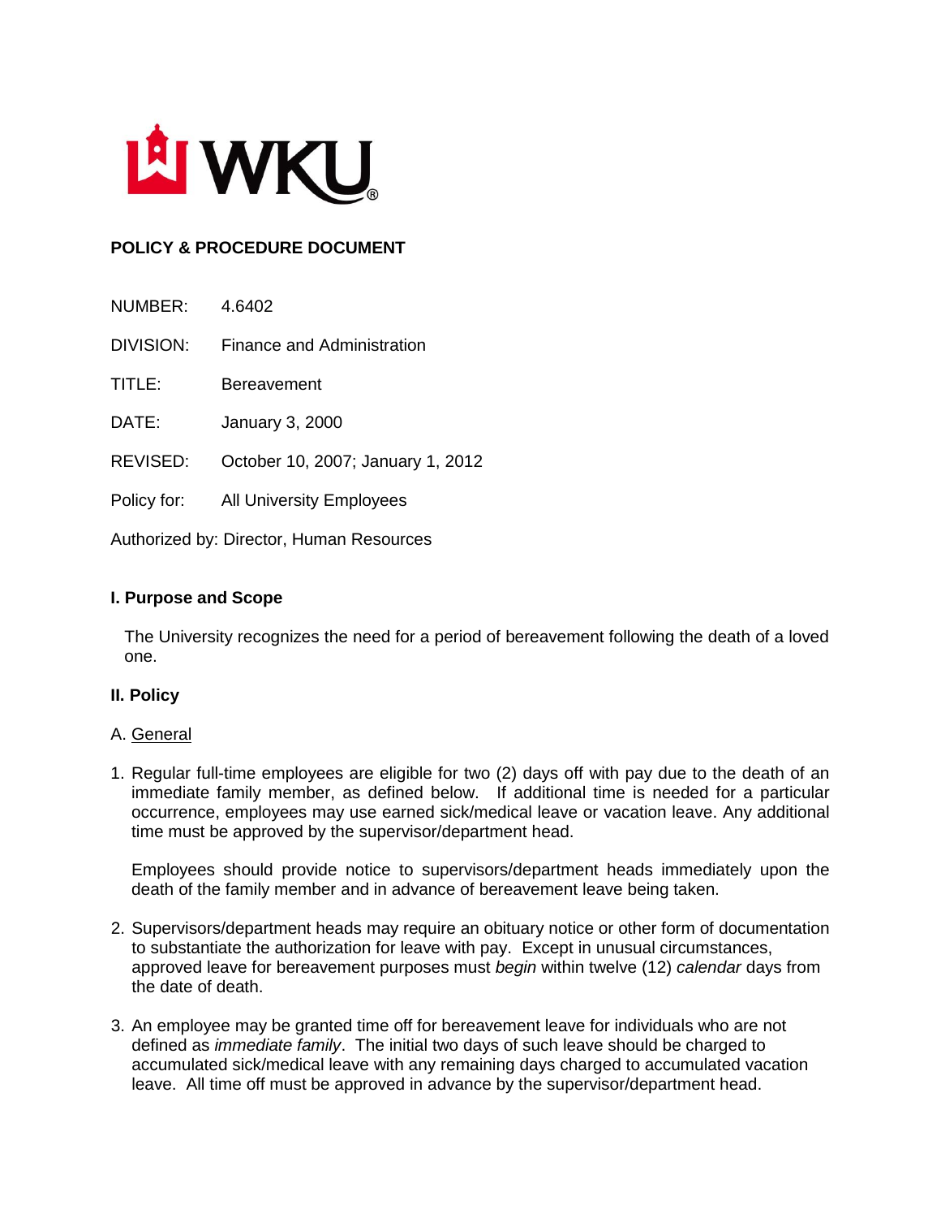WKU

**POLICY & PROCEDURE DOCUMENT**

NUMBER: 4.6402

DIVISION: Finance and Administration

TITLE: Bereavement

DATE: January 3, 2000

REVISED: October 10, 2007; January 1, 2012

Policy for: All University Employees

Authorized by: Director, Human Resources

## I. Purpose and Scope

The University recognizes the need for a period of bereavement following the death of a loved one.

## II. Policy

A. <u>General</u>

1. Regular full-time employees are eligible for two (2) days off with pay due to the death of an immediate family member, as defined below. If additional time is needed for a particular occurrence, employees may use earned sick/medical leave or vacation leave. Any additional time must be approved by the supervisor/department head.

   Employees should provide notice to supervisors/department heads immediately upon the death of the family member and in advance of bereavement leave being taken.

2. Supervisors/department heads may require an obituary notice or other form of documentation to substantiate the authorization for leave with pay. Except in unusual circumstances, approved leave for bereavement purposes must *begin* within twelve (12) *calendar* days from the date of death.

3. An employee may be granted time off for bereavement leave for individuals who are not defined as *immediate family*. The initial two days of such leave should be charged to accumulated sick/medical leave with any remaining days charged to accumulated vacation leave. All time off must be approved in advance by the supervisor/department head.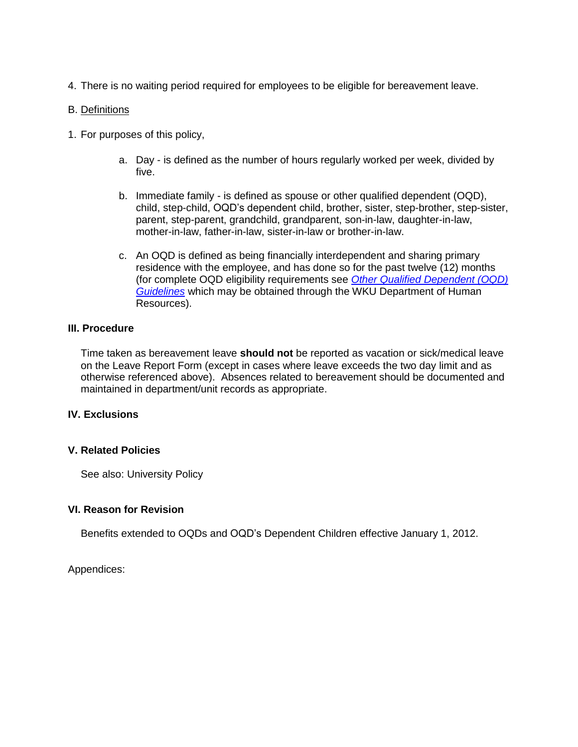4. There is no waiting period required for employees to be eligible for bereavement leave.

B. Definitions

1. For purposes of this policy,

   a. Day - is defined as the number of hours regularly worked per week, divided by five.

   b. Immediate family - is defined as spouse or other qualified dependent (OQD), child, step-child, OQD's dependent child, brother, sister, step-brother, step-sister, parent, step-parent, grandchild, grandparent, son-in-law, daughter-in-law, mother-in-law, father-in-law, sister-in-law or brother-in-law.

   c. An OQD is defined as being financially interdependent and sharing primary residence with the employee, and has done so for the past twelve (12) months (for complete OQD eligibility requirements see *Other Qualified Dependent (OQD) Guidelines* which may be obtained through the WKU Department of Human Resources).

## III. Procedure

Time taken as bereavement leave **should not** be reported as vacation or sick/medical leave on the Leave Report Form (except in cases where leave exceeds the two day limit and as otherwise referenced above). Absences related to bereavement should be documented and maintained in department/unit records as appropriate.

## IV. Exclusions

## V. Related Policies

See also: University Policy

## VI. Reason for Revision

Benefits extended to OQDs and OQD's Dependent Children effective January 1, 2012.

Appendices: